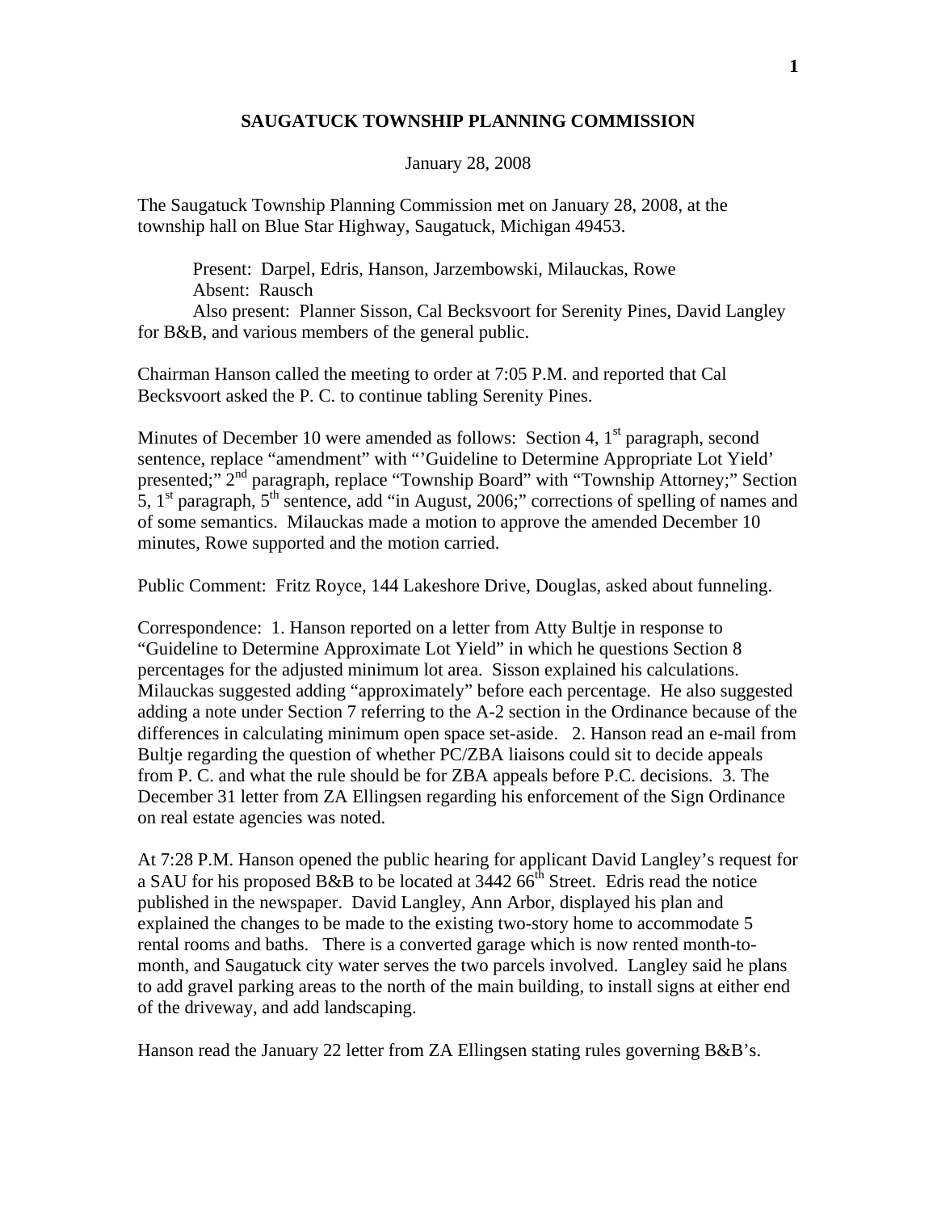**SAUGATUCK TOWNSHIP PLANNING COMMISSION**

January 28, 2008

The Saugatuck Township Planning Commission met on January 28, 2008, at the township hall on Blue Star Highway, Saugatuck, Michigan 49453.

Present: Darpel, Edris, Hanson, Jarzembowski, Milauckas, Rowe
Absent: Rausch
Also present: Planner Sisson, Cal Becksvoort for Serenity Pines, David Langley for B&B, and various members of the general public.

Chairman Hanson called the meeting to order at 7:05 P.M. and reported that Cal Becksvoort asked the P. C. to continue tabling Serenity Pines.

Minutes of December 10 were amended as follows: Section 4, 1st paragraph, second sentence, replace "amendment" with "'Guideline to Determine Appropriate Lot Yield' presented;" 2nd paragraph, replace "Township Board" with "Township Attorney;" Section 5, 1st paragraph, 5th sentence, add "in August, 2006;" corrections of spelling of names and of some semantics. Milauckas made a motion to approve the amended December 10 minutes, Rowe supported and the motion carried.

Public Comment: Fritz Royce, 144 Lakeshore Drive, Douglas, asked about funneling.

Correspondence: 1. Hanson reported on a letter from Atty Bultje in response to "Guideline to Determine Approximate Lot Yield" in which he questions Section 8 percentages for the adjusted minimum lot area. Sisson explained his calculations. Milauckas suggested adding "approximately" before each percentage. He also suggested adding a note under Section 7 referring to the A-2 section in the Ordinance because of the differences in calculating minimum open space set-aside. 2. Hanson read an e-mail from Bultje regarding the question of whether PC/ZBA liaisons could sit to decide appeals from P. C. and what the rule should be for ZBA appeals before P.C. decisions. 3. The December 31 letter from ZA Ellingsen regarding his enforcement of the Sign Ordinance on real estate agencies was noted.

At 7:28 P.M. Hanson opened the public hearing for applicant David Langley's request for a SAU for his proposed B&B to be located at 3442 66th Street. Edris read the notice published in the newspaper. David Langley, Ann Arbor, displayed his plan and explained the changes to be made to the existing two-story home to accommodate 5 rental rooms and baths. There is a converted garage which is now rented month-to-month, and Saugatuck city water serves the two parcels involved. Langley said he plans to add gravel parking areas to the north of the main building, to install signs at either end of the driveway, and add landscaping.

Hanson read the January 22 letter from ZA Ellingsen stating rules governing B&B's.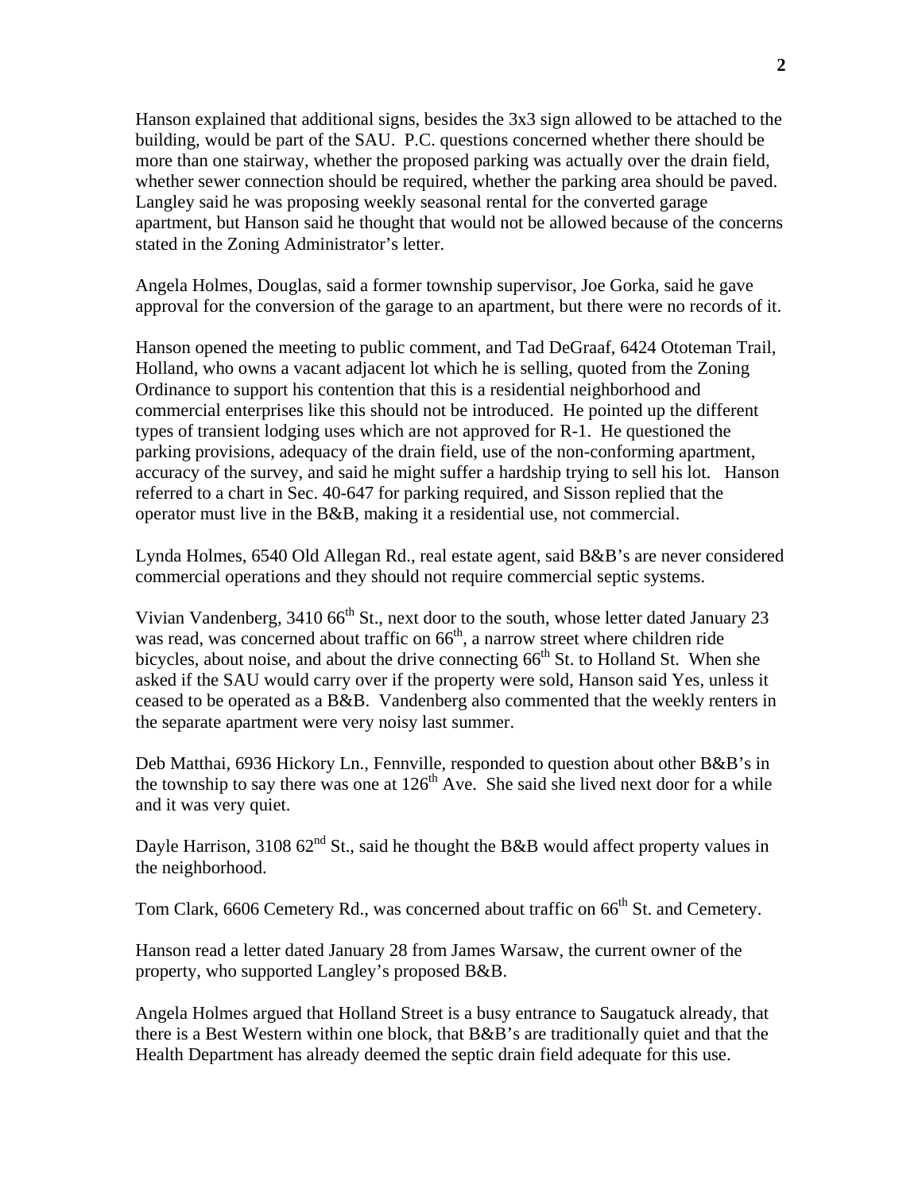Hanson explained that additional signs, besides the 3x3 sign allowed to be attached to the building, would be part of the SAU. P.C. questions concerned whether there should be more than one stairway, whether the proposed parking was actually over the drain field, whether sewer connection should be required, whether the parking area should be paved. Langley said he was proposing weekly seasonal rental for the converted garage apartment, but Hanson said he thought that would not be allowed because of the concerns stated in the Zoning Administrator's letter.

Angela Holmes, Douglas, said a former township supervisor, Joe Gorka, said he gave approval for the conversion of the garage to an apartment, but there were no records of it.

Hanson opened the meeting to public comment, and Tad DeGraaf, 6424 Ototeman Trail, Holland, who owns a vacant adjacent lot which he is selling, quoted from the Zoning Ordinance to support his contention that this is a residential neighborhood and commercial enterprises like this should not be introduced. He pointed up the different types of transient lodging uses which are not approved for R-1. He questioned the parking provisions, adequacy of the drain field, use of the non-conforming apartment, accuracy of the survey, and said he might suffer a hardship trying to sell his lot. Hanson referred to a chart in Sec. 40-647 for parking required, and Sisson replied that the operator must live in the B&B, making it a residential use, not commercial.

Lynda Holmes, 6540 Old Allegan Rd., real estate agent, said B&B's are never considered commercial operations and they should not require commercial septic systems.

Vivian Vandenberg, 3410 66th St., next door to the south, whose letter dated January 23 was read, was concerned about traffic on 66th, a narrow street where children ride bicycles, about noise, and about the drive connecting 66th St. to Holland St. When she asked if the SAU would carry over if the property were sold, Hanson said Yes, unless it ceased to be operated as a B&B. Vandenberg also commented that the weekly renters in the separate apartment were very noisy last summer.

Deb Matthai, 6936 Hickory Ln., Fennville, responded to question about other B&B's in the township to say there was one at 126th Ave. She said she lived next door for a while and it was very quiet.

Dayle Harrison, 3108 62nd St., said he thought the B&B would affect property values in the neighborhood.

Tom Clark, 6606 Cemetery Rd., was concerned about traffic on 66th St. and Cemetery.

Hanson read a letter dated January 28 from James Warsaw, the current owner of the property, who supported Langley's proposed B&B.

Angela Holmes argued that Holland Street is a busy entrance to Saugatuck already, that there is a Best Western within one block, that B&B's are traditionally quiet and that the Health Department has already deemed the septic drain field adequate for this use.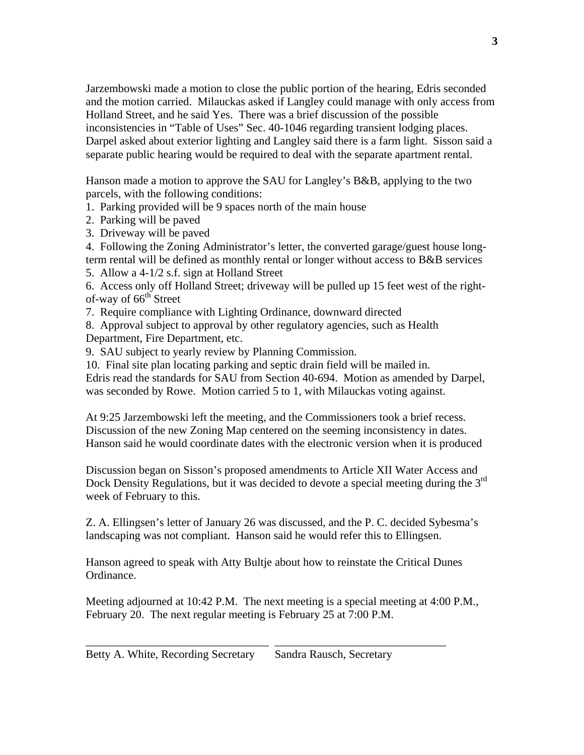Jarzembowski made a motion to close the public portion of the hearing, Edris seconded and the motion carried. Milauckas asked if Langley could manage with only access from Holland Street, and he said Yes. There was a brief discussion of the possible inconsistencies in "Table of Uses" Sec. 40-1046 regarding transient lodging places. Darpel asked about exterior lighting and Langley said there is a farm light. Sisson said a separate public hearing would be required to deal with the separate apartment rental.

Hanson made a motion to approve the SAU for Langley's B&B, applying to the two parcels, with the following conditions:

1. Parking provided will be 9 spaces north of the main house
2. Parking will be paved
3. Driveway will be paved
4. Following the Zoning Administrator's letter, the converted garage/guest house long-term rental will be defined as monthly rental or longer without access to B&B services
5. Allow a 4-1/2 s.f. sign at Holland Street
6. Access only off Holland Street; driveway will be pulled up 15 feet west of the right-of-way of 66th Street
7. Require compliance with Lighting Ordinance, downward directed
8. Approval subject to approval by other regulatory agencies, such as Health Department, Fire Department, etc.
9. SAU subject to yearly review by Planning Commission.
10. Final site plan locating parking and septic drain field will be mailed in.

Edris read the standards for SAU from Section 40-694. Motion as amended by Darpel, was seconded by Rowe. Motion carried 5 to 1, with Milauckas voting against.

At 9:25 Jarzembowski left the meeting, and the Commissioners took a brief recess. Discussion of the new Zoning Map centered on the seeming inconsistency in dates. Hanson said he would coordinate dates with the electronic version when it is produced

Discussion began on Sisson's proposed amendments to Article XII Water Access and Dock Density Regulations, but it was decided to devote a special meeting during the 3rd week of February to this.

Z. A. Ellingsen's letter of January 26 was discussed, and the P. C. decided Sybesma's landscaping was not compliant. Hanson said he would refer this to Ellingsen.

Hanson agreed to speak with Atty Bultje about how to reinstate the Critical Dunes Ordinance.

Meeting adjourned at 10:42 P.M. The next meeting is a special meeting at 4:00 P.M., February 20. The next regular meeting is February 25 at 7:00 P.M.

\_\_\_\_\_\_\_\_\_\_\_\_\_\_\_\_\_\_\_\_\_\_\_\_\_\_\_\_\_\_\_\_ \_\_\_\_\_\_\_\_\_\_\_\_\_\_\_\_\_\_\_\_\_\_\_\_\_\_\_\_\_\_\_\_

Betty A. White, Recording Secretary        Sandra Rausch, Secretary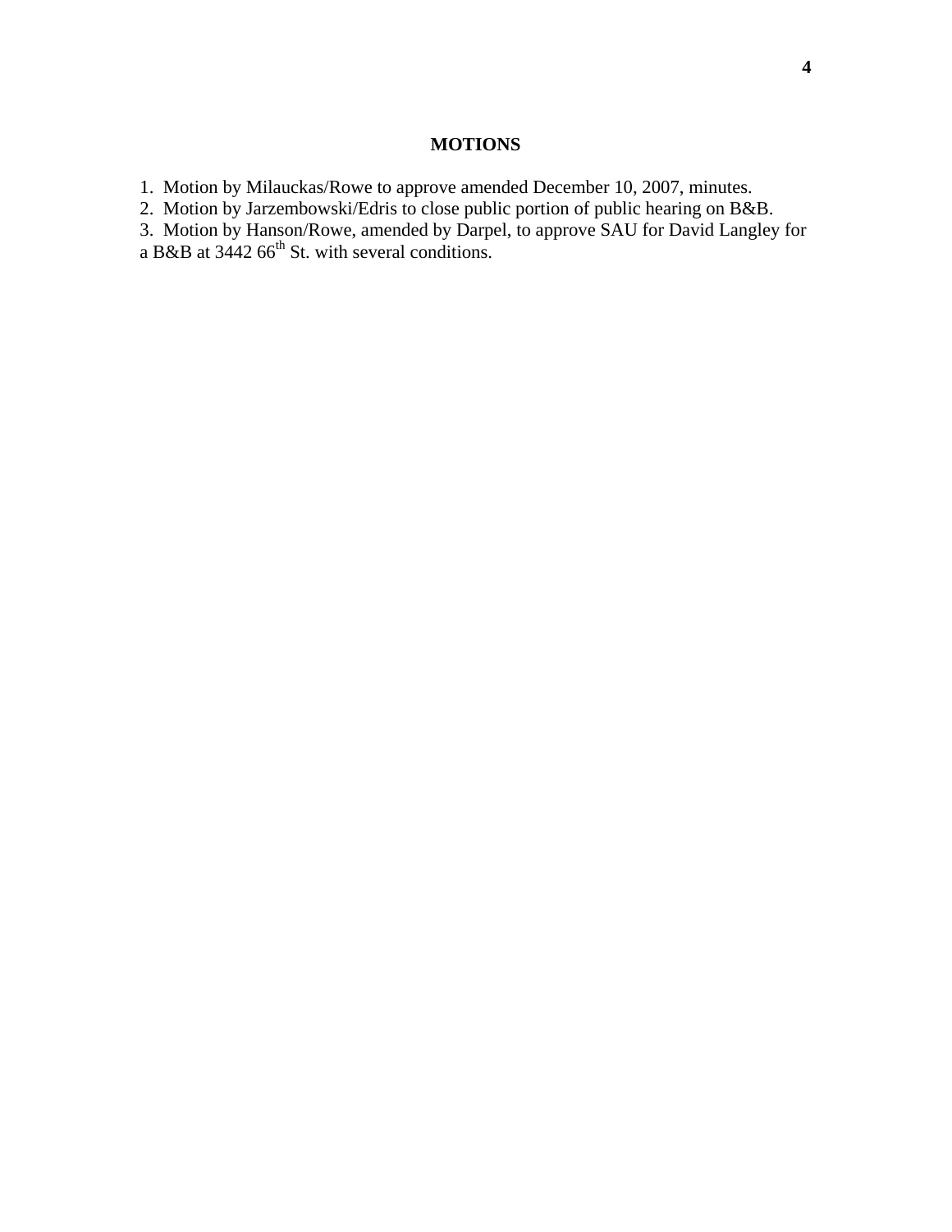## MOTIONS

1. Motion by Milauckas/Rowe to approve amended December 10, 2007, minutes.
2. Motion by Jarzembowski/Edris to close public portion of public hearing on B&B.
3. Motion by Hanson/Rowe, amended by Darpel, to approve SAU for David Langley for a B&B at 3442 66th St. with several conditions.